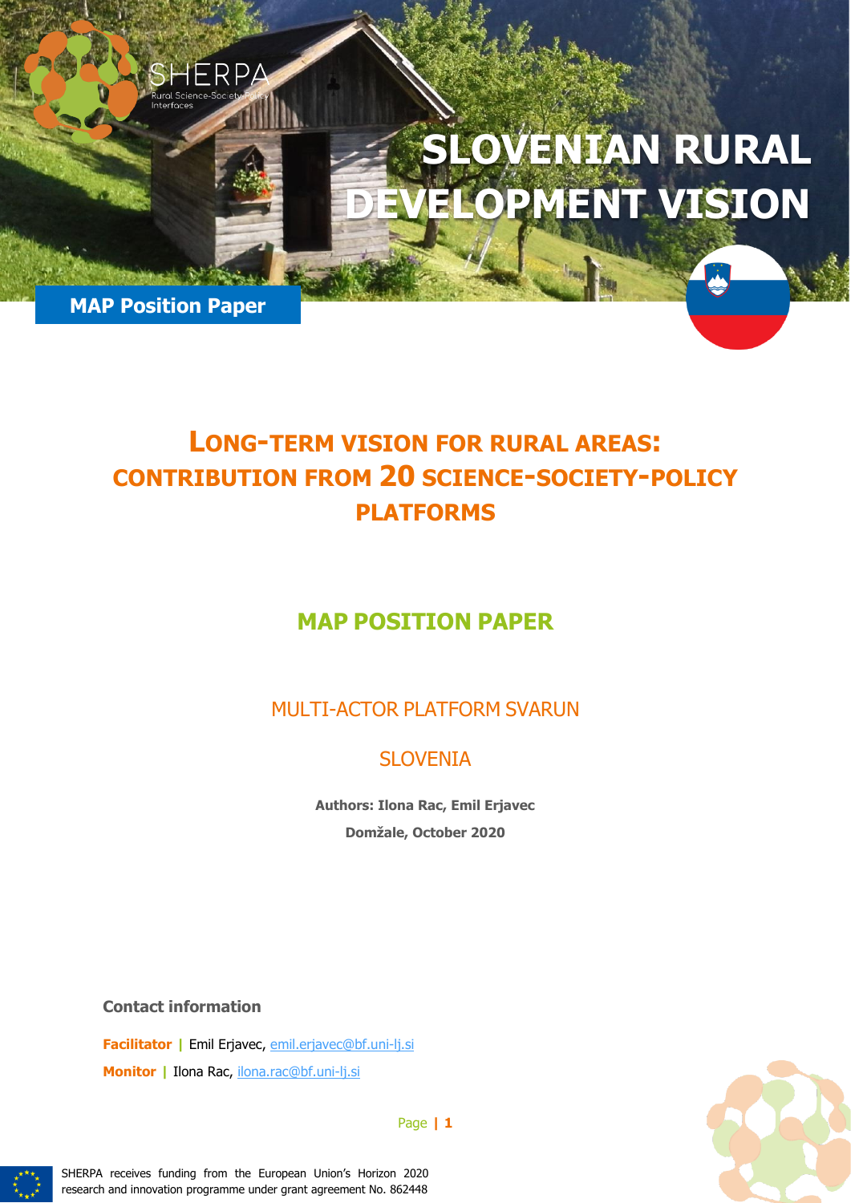SHERPA

Rural Science-Society-Policy Interfaces

# SLOVENIAN RURAL DEVELOPMENT VISION

**MAP Position Paper**

## LONG-TERM VISION FOR RURAL AREAS: CONTRIBUTION FROM 20 SCIENCE-SOCIETY-POLICY PLATFORMS

## MAP POSITION PAPER

### MULTI-ACTOR PLATFORM SVARUN

### SLOVENIA

**Authors: Ilona Rac, Emil Erjavec**

**Domžale, October 2020**

**Contact information**

**Facilitator |** Emil Erjavec, emil.erjavec@bf.uni-lj.si

**Monitor |** Ilona Rac, ilona.rac@bf.uni-lj.si

SHERPA receives funding from the European Union's Horizon 2020 research and innovation programme under grant agreement No. 862448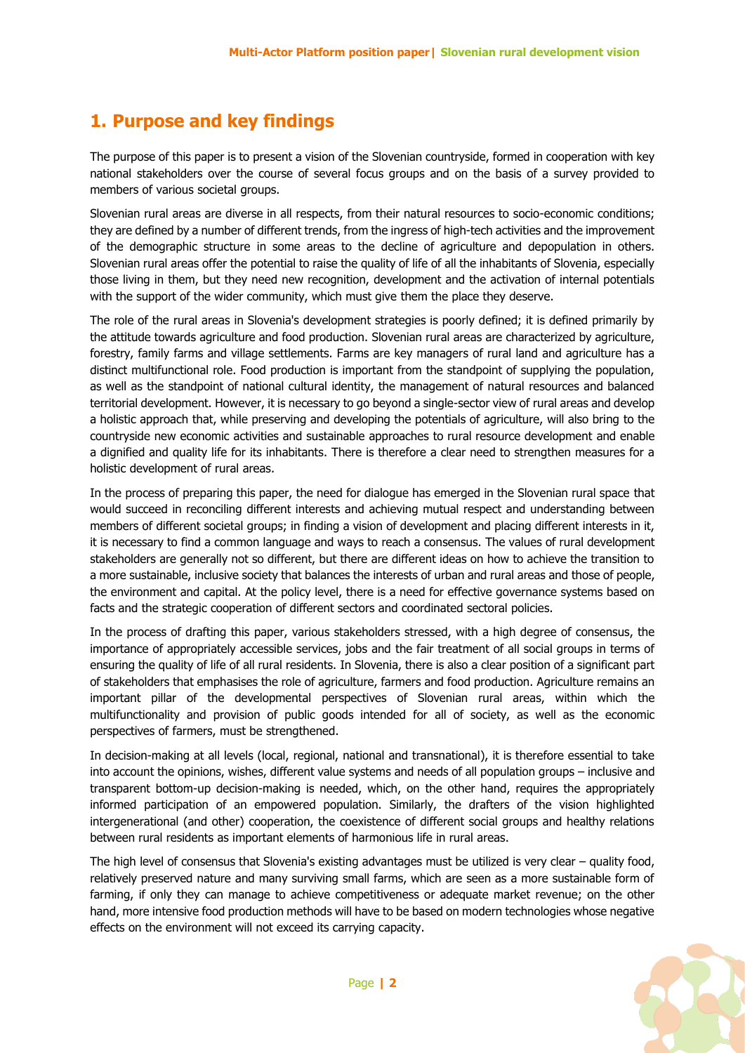## 1. Purpose and key findings

The purpose of this paper is to present a vision of the Slovenian countryside, formed in cooperation with key national stakeholders over the course of several focus groups and on the basis of a survey provided to members of various societal groups.

Slovenian rural areas are diverse in all respects, from their natural resources to socio-economic conditions; they are defined by a number of different trends, from the ingress of high-tech activities and the improvement of the demographic structure in some areas to the decline of agriculture and depopulation in others. Slovenian rural areas offer the potential to raise the quality of life of all the inhabitants of Slovenia, especially those living in them, but they need new recognition, development and the activation of internal potentials with the support of the wider community, which must give them the place they deserve.

The role of the rural areas in Slovenia's development strategies is poorly defined; it is defined primarily by the attitude towards agriculture and food production. Slovenian rural areas are characterized by agriculture, forestry, family farms and village settlements. Farms are key managers of rural land and agriculture has a distinct multifunctional role. Food production is important from the standpoint of supplying the population, as well as the standpoint of national cultural identity, the management of natural resources and balanced territorial development. However, it is necessary to go beyond a single-sector view of rural areas and develop a holistic approach that, while preserving and developing the potentials of agriculture, will also bring to the countryside new economic activities and sustainable approaches to rural resource development and enable a dignified and quality life for its inhabitants. There is therefore a clear need to strengthen measures for a holistic development of rural areas.

In the process of preparing this paper, the need for dialogue has emerged in the Slovenian rural space that would succeed in reconciling different interests and achieving mutual respect and understanding between members of different societal groups; in finding a vision of development and placing different interests in it, it is necessary to find a common language and ways to reach a consensus. The values of rural development stakeholders are generally not so different, but there are different ideas on how to achieve the transition to a more sustainable, inclusive society that balances the interests of urban and rural areas and those of people, the environment and capital. At the policy level, there is a need for effective governance systems based on facts and the strategic cooperation of different sectors and coordinated sectoral policies.

In the process of drafting this paper, various stakeholders stressed, with a high degree of consensus, the importance of appropriately accessible services, jobs and the fair treatment of all social groups in terms of ensuring the quality of life of all rural residents. In Slovenia, there is also a clear position of a significant part of stakeholders that emphasises the role of agriculture, farmers and food production. Agriculture remains an important pillar of the developmental perspectives of Slovenian rural areas, within which the multifunctionality and provision of public goods intended for all of society, as well as the economic perspectives of farmers, must be strengthened.

In decision-making at all levels (local, regional, national and transnational), it is therefore essential to take into account the opinions, wishes, different value systems and needs of all population groups – inclusive and transparent bottom-up decision-making is needed, which, on the other hand, requires the appropriately informed participation of an empowered population. Similarly, the drafters of the vision highlighted intergenerational (and other) cooperation, the coexistence of different social groups and healthy relations between rural residents as important elements of harmonious life in rural areas.

The high level of consensus that Slovenia's existing advantages must be utilized is very clear – quality food, relatively preserved nature and many surviving small farms, which are seen as a more sustainable form of farming, if only they can manage to achieve competitiveness or adequate market revenue; on the other hand, more intensive food production methods will have to be based on modern technologies whose negative effects on the environment will not exceed its carrying capacity.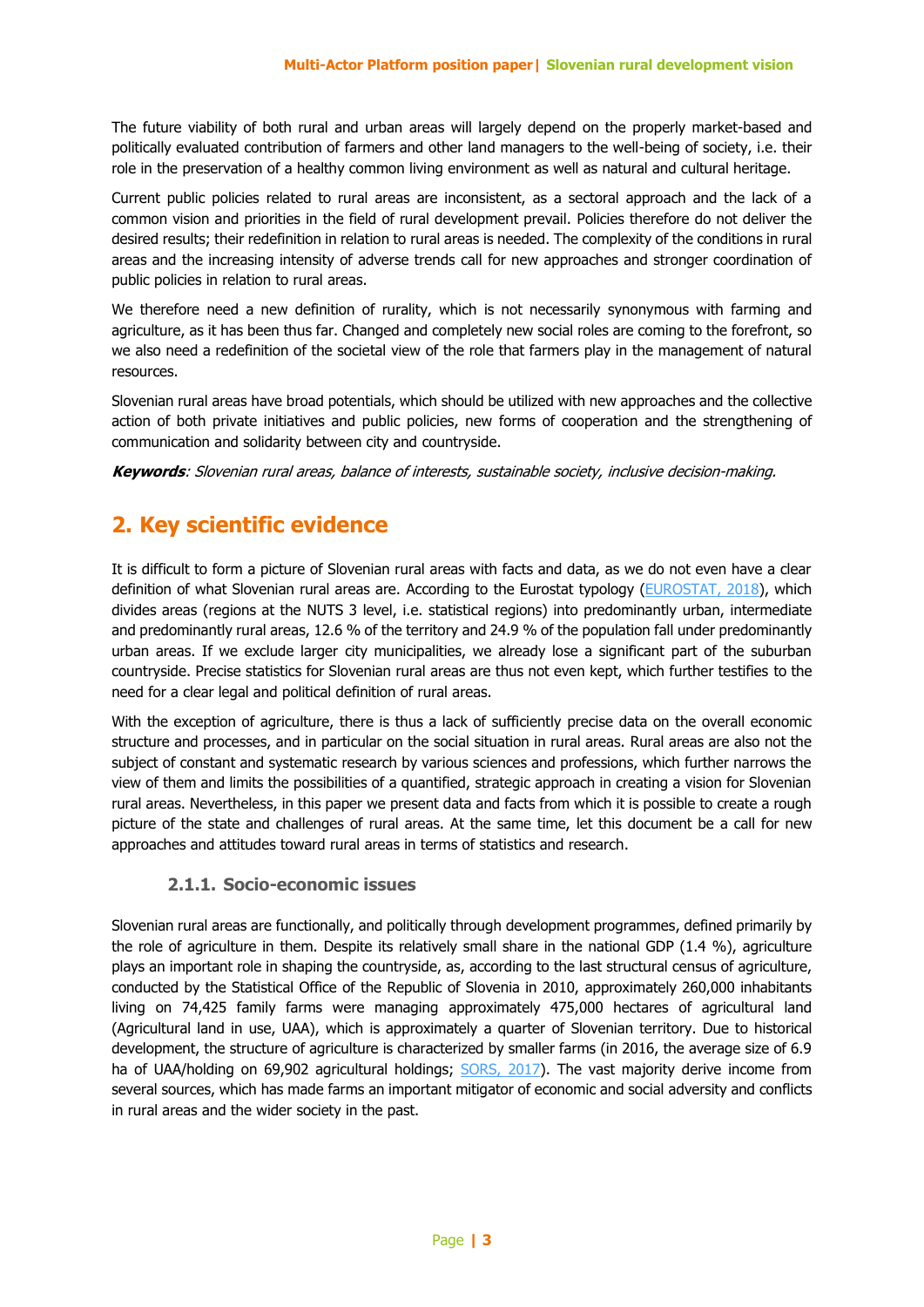The future viability of both rural and urban areas will largely depend on the properly market-based and politically evaluated contribution of farmers and other land managers to the well-being of society, i.e. their role in the preservation of a healthy common living environment as well as natural and cultural heritage.

Current public policies related to rural areas are inconsistent, as a sectoral approach and the lack of a common vision and priorities in the field of rural development prevail. Policies therefore do not deliver the desired results; their redefinition in relation to rural areas is needed. The complexity of the conditions in rural areas and the increasing intensity of adverse trends call for new approaches and stronger coordination of public policies in relation to rural areas.

We therefore need a new definition of rurality, which is not necessarily synonymous with farming and agriculture, as it has been thus far. Changed and completely new social roles are coming to the forefront, so we also need a redefinition of the societal view of the role that farmers play in the management of natural resources.

Slovenian rural areas have broad potentials, which should be utilized with new approaches and the collective action of both private initiatives and public policies, new forms of cooperation and the strengthening of communication and solidarity between city and countryside.

***Keywords***: *Slovenian rural areas, balance of interests, sustainable society, inclusive decision-making.*

## 2. Key scientific evidence

It is difficult to form a picture of Slovenian rural areas with facts and data, as we do not even have a clear definition of what Slovenian rural areas are. According to the Eurostat typology (EUROSTAT, 2018), which divides areas (regions at the NUTS 3 level, i.e. statistical regions) into predominantly urban, intermediate and predominantly rural areas, 12.6 % of the territory and 24.9 % of the population fall under predominantly urban areas. If we exclude larger city municipalities, we already lose a significant part of the suburban countryside. Precise statistics for Slovenian rural areas are thus not even kept, which further testifies to the need for a clear legal and political definition of rural areas.

With the exception of agriculture, there is thus a lack of sufficiently precise data on the overall economic structure and processes, and in particular on the social situation in rural areas. Rural areas are also not the subject of constant and systematic research by various sciences and professions, which further narrows the view of them and limits the possibilities of a quantified, strategic approach in creating a vision for Slovenian rural areas. Nevertheless, in this paper we present data and facts from which it is possible to create a rough picture of the state and challenges of rural areas. At the same time, let this document be a call for new approaches and attitudes toward rural areas in terms of statistics and research.

#### 2.1.1. Socio-economic issues

Slovenian rural areas are functionally, and politically through development programmes, defined primarily by the role of agriculture in them. Despite its relatively small share in the national GDP (1.4 %), agriculture plays an important role in shaping the countryside, as, according to the last structural census of agriculture, conducted by the Statistical Office of the Republic of Slovenia in 2010, approximately 260,000 inhabitants living on 74,425 family farms were managing approximately 475,000 hectares of agricultural land (Agricultural land in use, UAA), which is approximately a quarter of Slovenian territory. Due to historical development, the structure of agriculture is characterized by smaller farms (in 2016, the average size of 6.9 ha of UAA/holding on 69,902 agricultural holdings; SORS, 2017). The vast majority derive income from several sources, which has made farms an important mitigator of economic and social adversity and conflicts in rural areas and the wider society in the past.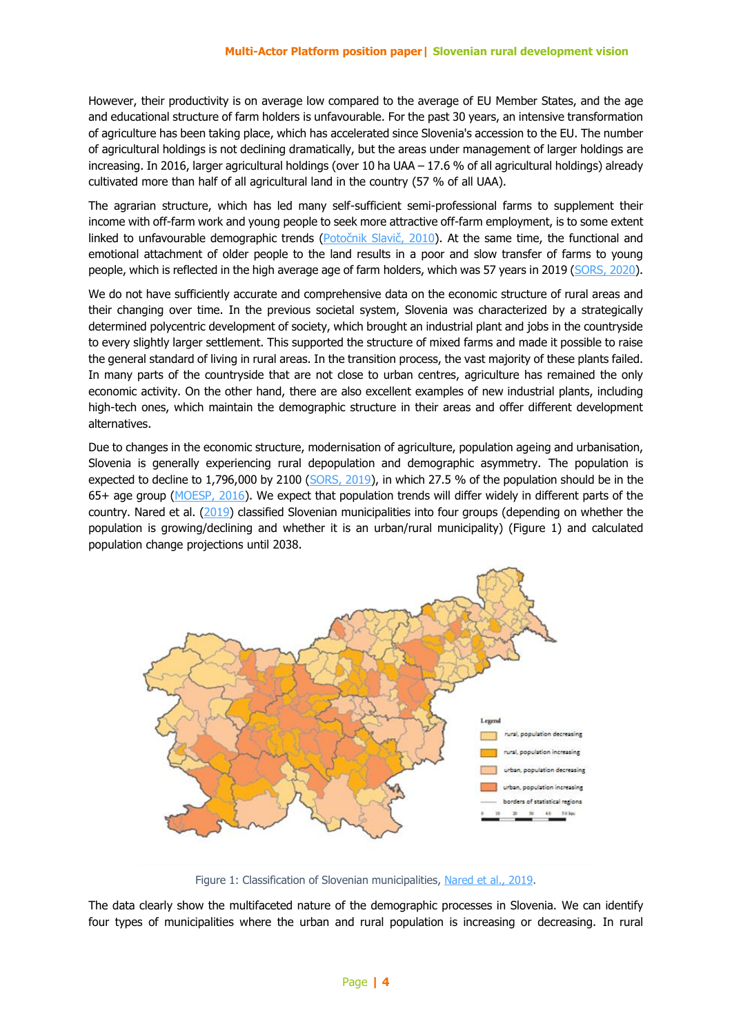However, their productivity is on average low compared to the average of EU Member States, and the age and educational structure of farm holders is unfavourable. For the past 30 years, an intensive transformation of agriculture has been taking place, which has accelerated since Slovenia's accession to the EU. The number of agricultural holdings is not declining dramatically, but the areas under management of larger holdings are increasing. In 2016, larger agricultural holdings (over 10 ha UAA – 17.6 % of all agricultural holdings) already cultivated more than half of all agricultural land in the country (57 % of all UAA).

The agrarian structure, which has led many self-sufficient semi-professional farms to supplement their income with off-farm work and young people to seek more attractive off-farm employment, is to some extent linked to unfavourable demographic trends (Potočnik Slavič, 2010). At the same time, the functional and emotional attachment of older people to the land results in a poor and slow transfer of farms to young people, which is reflected in the high average age of farm holders, which was 57 years in 2019 (SORS, 2020).

We do not have sufficiently accurate and comprehensive data on the economic structure of rural areas and their changing over time. In the previous societal system, Slovenia was characterized by a strategically determined polycentric development of society, which brought an industrial plant and jobs in the countryside to every slightly larger settlement. This supported the structure of mixed farms and made it possible to raise the general standard of living in rural areas. In the transition process, the vast majority of these plants failed. In many parts of the countryside that are not close to urban centres, agriculture has remained the only economic activity. On the other hand, there are also excellent examples of new industrial plants, including high-tech ones, which maintain the demographic structure in their areas and offer different development alternatives.

Due to changes in the economic structure, modernisation of agriculture, population ageing and urbanisation, Slovenia is generally experiencing rural depopulation and demographic asymmetry. The population is expected to decline to 1,796,000 by 2100 (SORS, 2019), in which 27.5 % of the population should be in the 65+ age group (MOESP, 2016). We expect that population trends will differ widely in different parts of the country. Nared et al. (2019) classified Slovenian municipalities into four groups (depending on whether the population is growing/declining and whether it is an urban/rural municipality) (Figure 1) and calculated population change projections until 2038.

Figure 1: Classification of Slovenian municipalities, Nared et al., 2019.

The data clearly show the multifaceted nature of the demographic processes in Slovenia. We can identify four types of municipalities where the urban and rural population is increasing or decreasing. In rural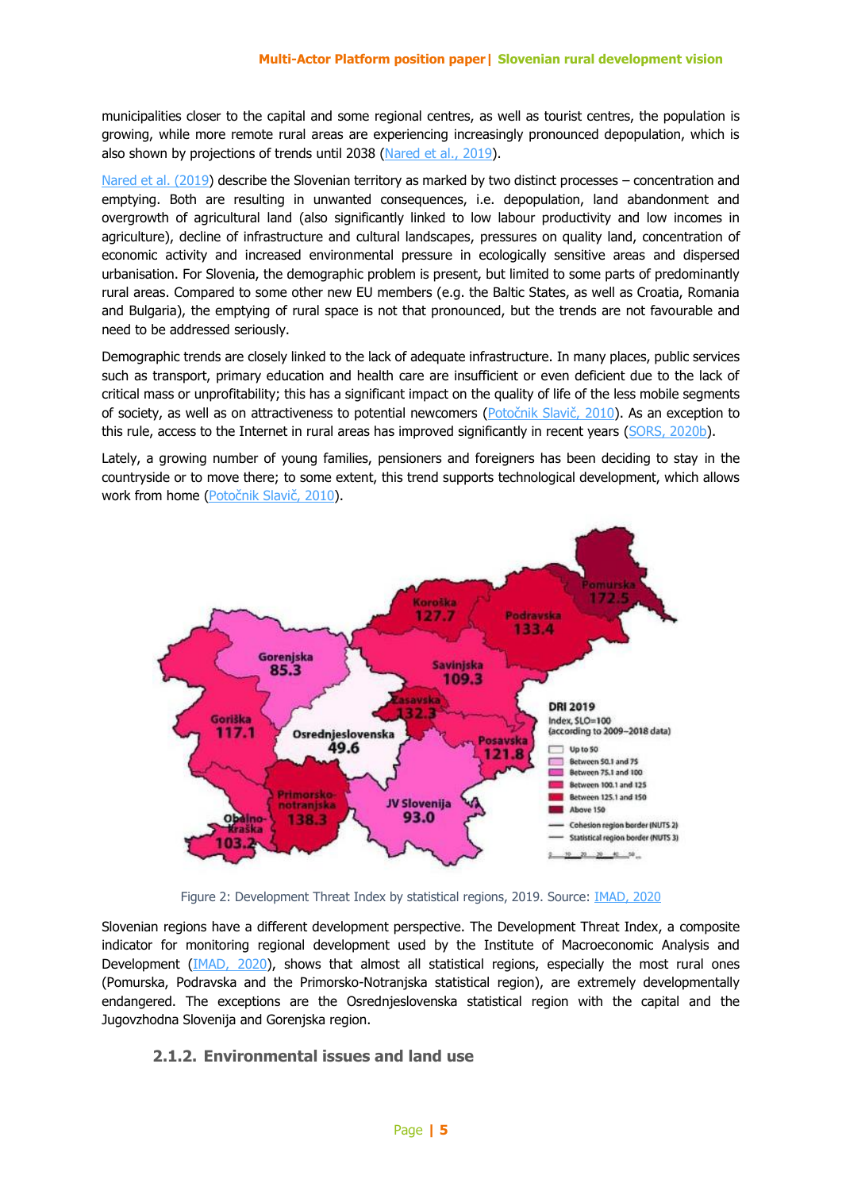municipalities closer to the capital and some regional centres, as well as tourist centres, the population is growing, while more remote rural areas are experiencing increasingly pronounced depopulation, which is also shown by projections of trends until 2038 (Nared et al., 2019).

Nared et al. (2019) describe the Slovenian territory as marked by two distinct processes – concentration and emptying. Both are resulting in unwanted consequences, i.e. depopulation, land abandonment and overgrowth of agricultural land (also significantly linked to low labour productivity and low incomes in agriculture), decline of infrastructure and cultural landscapes, pressures on quality land, concentration of economic activity and increased environmental pressure in ecologically sensitive areas and dispersed urbanisation. For Slovenia, the demographic problem is present, but limited to some parts of predominantly rural areas. Compared to some other new EU members (e.g. the Baltic States, as well as Croatia, Romania and Bulgaria), the emptying of rural space is not that pronounced, but the trends are not favourable and need to be addressed seriously.

Demographic trends are closely linked to the lack of adequate infrastructure. In many places, public services such as transport, primary education and health care are insufficient or even deficient due to the lack of critical mass or unprofitability; this has a significant impact on the quality of life of the less mobile segments of society, as well as on attractiveness to potential newcomers (Potočnik Slavič, 2010). As an exception to this rule, access to the Internet in rural areas has improved significantly in recent years (SORS, 2020b).

Lately, a growing number of young families, pensioners and foreigners has been deciding to stay in the countryside or to move there; to some extent, this trend supports technological development, which allows work from home (Potočnik Slavič, 2010).

Figure 2: Development Threat Index by statistical regions, 2019. Source: IMAD, 2020

Slovenian regions have a different development perspective. The Development Threat Index, a composite indicator for monitoring regional development used by the Institute of Macroeconomic Analysis and Development (IMAD, 2020), shows that almost all statistical regions, especially the most rural ones (Pomurska, Podravska and the Primorsko-Notranjska statistical region), are extremely developmentally endangered. The exceptions are the Osrednjeslovenska statistical region with the capital and the Jugovzhodna Slovenija and Gorenjska region.

### 2.1.2. Environmental issues and land use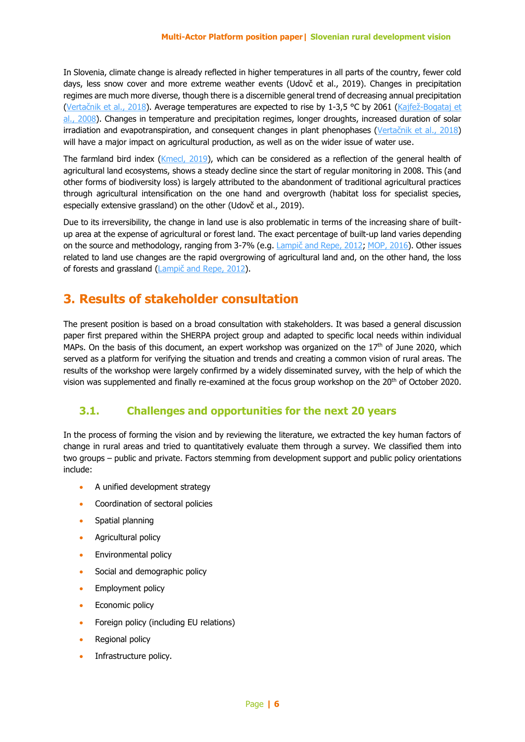In Slovenia, climate change is already reflected in higher temperatures in all parts of the country, fewer cold days, less snow cover and more extreme weather events (Udovč et al., 2019). Changes in precipitation regimes are much more diverse, though there is a discernible general trend of decreasing annual precipitation (Vertačnik et al., 2018). Average temperatures are expected to rise by 1-3,5 °C by 2061 (Kajfež-Bogataj et al., 2008). Changes in temperature and precipitation regimes, longer droughts, increased duration of solar irradiation and evapotranspiration, and consequent changes in plant phenophases (Vertačnik et al., 2018) will have a major impact on agricultural production, as well as on the wider issue of water use.

The farmland bird index (Kmecl, 2019), which can be considered as a reflection of the general health of agricultural land ecosystems, shows a steady decline since the start of regular monitoring in 2008. This (and other forms of biodiversity loss) is largely attributed to the abandonment of traditional agricultural practices through agricultural intensification on the one hand and overgrowth (habitat loss for specialist species, especially extensive grassland) on the other (Udovč et al., 2019).

Due to its irreversibility, the change in land use is also problematic in terms of the increasing share of built-up area at the expense of agricultural or forest land. The exact percentage of built-up land varies depending on the source and methodology, ranging from 3-7% (e.g. Lampič and Repe, 2012; MOP, 2016). Other issues related to land use changes are the rapid overgrowing of agricultural land and, on the other hand, the loss of forests and grassland (Lampič and Repe, 2012).

# 3. Results of stakeholder consultation

The present position is based on a broad consultation with stakeholders. It was based a general discussion paper first prepared within the SHERPA project group and adapted to specific local needs within individual MAPs. On the basis of this document, an expert workshop was organized on the 17th of June 2020, which served as a platform for verifying the situation and trends and creating a common vision of rural areas. The results of the workshop were largely confirmed by a widely disseminated survey, with the help of which the vision was supplemented and finally re-examined at the focus group workshop on the 20th of October 2020.

## 3.1. Challenges and opportunities for the next 20 years

In the process of forming the vision and by reviewing the literature, we extracted the key human factors of change in rural areas and tried to quantitatively evaluate them through a survey. We classified them into two groups – public and private. Factors stemming from development support and public policy orientations include:

- A unified development strategy
- Coordination of sectoral policies
- Spatial planning
- Agricultural policy
- Environmental policy
- Social and demographic policy
- Employment policy
- Economic policy
- Foreign policy (including EU relations)
- Regional policy
- Infrastructure policy.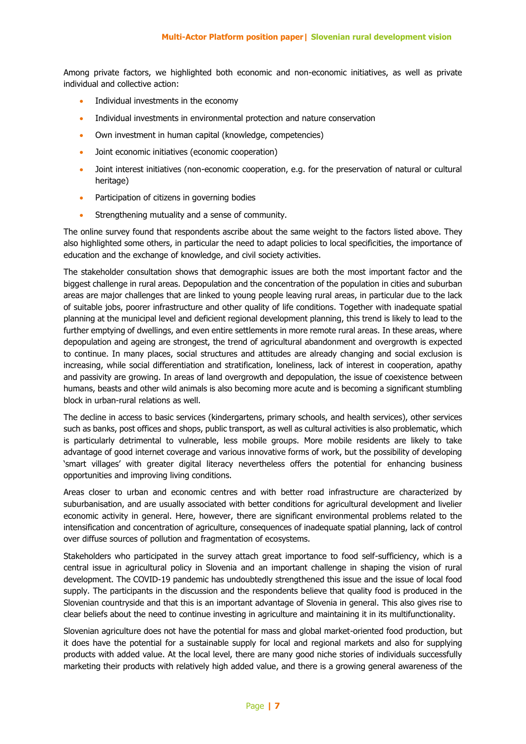Among private factors, we highlighted both economic and non-economic initiatives, as well as private individual and collective action:

- Individual investments in the economy
- Individual investments in environmental protection and nature conservation
- Own investment in human capital (knowledge, competencies)
- Joint economic initiatives (economic cooperation)
- Joint interest initiatives (non-economic cooperation, e.g. for the preservation of natural or cultural heritage)
- Participation of citizens in governing bodies
- Strengthening mutuality and a sense of community.

The online survey found that respondents ascribe about the same weight to the factors listed above. They also highlighted some others, in particular the need to adapt policies to local specificities, the importance of education and the exchange of knowledge, and civil society activities.

The stakeholder consultation shows that demographic issues are both the most important factor and the biggest challenge in rural areas. Depopulation and the concentration of the population in cities and suburban areas are major challenges that are linked to young people leaving rural areas, in particular due to the lack of suitable jobs, poorer infrastructure and other quality of life conditions. Together with inadequate spatial planning at the municipal level and deficient regional development planning, this trend is likely to lead to the further emptying of dwellings, and even entire settlements in more remote rural areas. In these areas, where depopulation and ageing are strongest, the trend of agricultural abandonment and overgrowth is expected to continue. In many places, social structures and attitudes are already changing and social exclusion is increasing, while social differentiation and stratification, loneliness, lack of interest in cooperation, apathy and passivity are growing. In areas of land overgrowth and depopulation, the issue of coexistence between humans, beasts and other wild animals is also becoming more acute and is becoming a significant stumbling block in urban-rural relations as well.

The decline in access to basic services (kindergartens, primary schools, and health services), other services such as banks, post offices and shops, public transport, as well as cultural activities is also problematic, which is particularly detrimental to vulnerable, less mobile groups. More mobile residents are likely to take advantage of good internet coverage and various innovative forms of work, but the possibility of developing 'smart villages' with greater digital literacy nevertheless offers the potential for enhancing business opportunities and improving living conditions.

Areas closer to urban and economic centres and with better road infrastructure are characterized by suburbanisation, and are usually associated with better conditions for agricultural development and livelier economic activity in general. Here, however, there are significant environmental problems related to the intensification and concentration of agriculture, consequences of inadequate spatial planning, lack of control over diffuse sources of pollution and fragmentation of ecosystems.

Stakeholders who participated in the survey attach great importance to food self-sufficiency, which is a central issue in agricultural policy in Slovenia and an important challenge in shaping the vision of rural development. The COVID-19 pandemic has undoubtedly strengthened this issue and the issue of local food supply. The participants in the discussion and the respondents believe that quality food is produced in the Slovenian countryside and that this is an important advantage of Slovenia in general. This also gives rise to clear beliefs about the need to continue investing in agriculture and maintaining it in its multifunctionality.

Slovenian agriculture does not have the potential for mass and global market-oriented food production, but it does have the potential for a sustainable supply for local and regional markets and also for supplying products with added value. At the local level, there are many good niche stories of individuals successfully marketing their products with relatively high added value, and there is a growing general awareness of the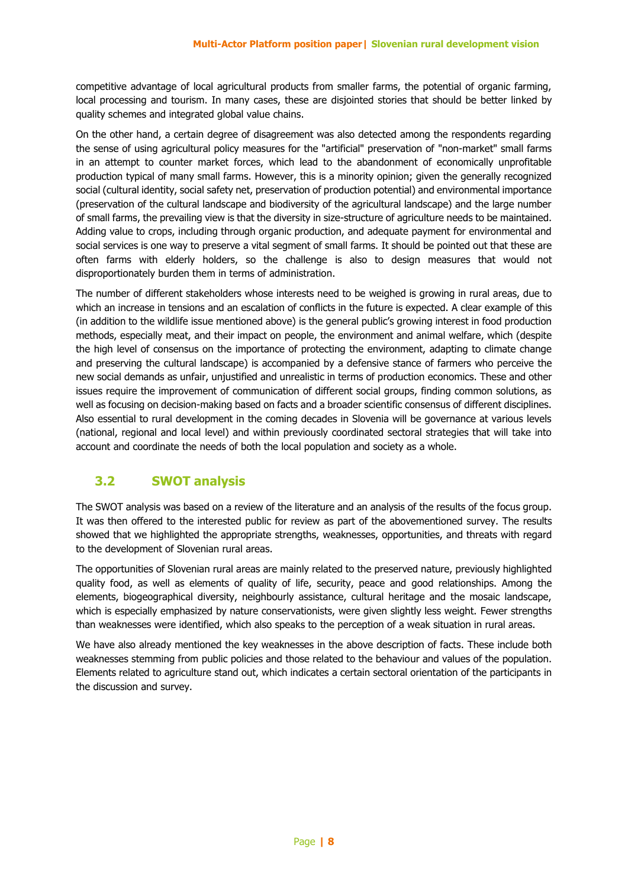competitive advantage of local agricultural products from smaller farms, the potential of organic farming, local processing and tourism. In many cases, these are disjointed stories that should be better linked by quality schemes and integrated global value chains.

On the other hand, a certain degree of disagreement was also detected among the respondents regarding the sense of using agricultural policy measures for the "artificial" preservation of "non-market" small farms in an attempt to counter market forces, which lead to the abandonment of economically unprofitable production typical of many small farms. However, this is a minority opinion; given the generally recognized social (cultural identity, social safety net, preservation of production potential) and environmental importance (preservation of the cultural landscape and biodiversity of the agricultural landscape) and the large number of small farms, the prevailing view is that the diversity in size-structure of agriculture needs to be maintained. Adding value to crops, including through organic production, and adequate payment for environmental and social services is one way to preserve a vital segment of small farms. It should be pointed out that these are often farms with elderly holders, so the challenge is also to design measures that would not disproportionately burden them in terms of administration.

The number of different stakeholders whose interests need to be weighed is growing in rural areas, due to which an increase in tensions and an escalation of conflicts in the future is expected. A clear example of this (in addition to the wildlife issue mentioned above) is the general public's growing interest in food production methods, especially meat, and their impact on people, the environment and animal welfare, which (despite the high level of consensus on the importance of protecting the environment, adapting to climate change and preserving the cultural landscape) is accompanied by a defensive stance of farmers who perceive the new social demands as unfair, unjustified and unrealistic in terms of production economics. These and other issues require the improvement of communication of different social groups, finding common solutions, as well as focusing on decision-making based on facts and a broader scientific consensus of different disciplines. Also essential to rural development in the coming decades in Slovenia will be governance at various levels (national, regional and local level) and within previously coordinated sectoral strategies that will take into account and coordinate the needs of both the local population and society as a whole.

## 3.2 SWOT analysis

The SWOT analysis was based on a review of the literature and an analysis of the results of the focus group. It was then offered to the interested public for review as part of the abovementioned survey. The results showed that we highlighted the appropriate strengths, weaknesses, opportunities, and threats with regard to the development of Slovenian rural areas.

The opportunities of Slovenian rural areas are mainly related to the preserved nature, previously highlighted quality food, as well as elements of quality of life, security, peace and good relationships. Among the elements, biogeographical diversity, neighbourly assistance, cultural heritage and the mosaic landscape, which is especially emphasized by nature conservationists, were given slightly less weight. Fewer strengths than weaknesses were identified, which also speaks to the perception of a weak situation in rural areas.

We have also already mentioned the key weaknesses in the above description of facts. These include both weaknesses stemming from public policies and those related to the behaviour and values of the population. Elements related to agriculture stand out, which indicates a certain sectoral orientation of the participants in the discussion and survey.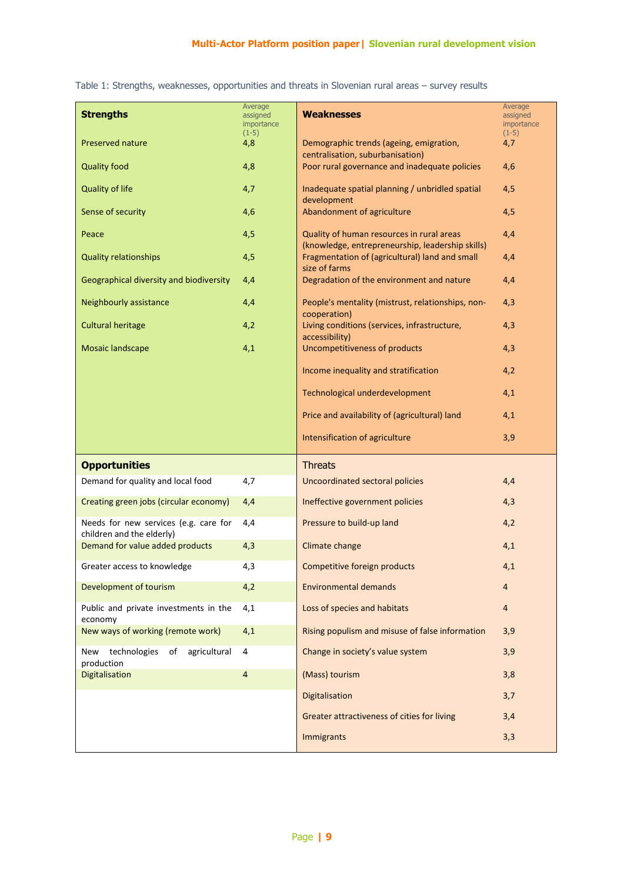Table 1: Strengths, weaknesses, opportunities and threats in Slovenian rural areas – survey results

| **Strengths** | Average assigned importance (1-5) | **Weaknesses** | Average assigned importance (1-5) |
|---|---|---|---|
| Preserved nature | 4,8 | Demographic trends (ageing, emigration, centralisation, suburbanisation) | 4,7 |
| Quality food | 4,8 | Poor rural governance and inadequate policies | 4,6 |
| Quality of life | 4,7 | Inadequate spatial planning / unbridled spatial development | 4,5 |
| Sense of security | 4,6 | Abandonment of agriculture | 4,5 |
| Peace | 4,5 | Quality of human resources in rural areas (knowledge, entrepreneurship, leadership skills) | 4,4 |
| Quality relationships | 4,5 | Fragmentation of (agricultural) land and small size of farms | 4,4 |
| Geographical diversity and biodiversity | 4,4 | Degradation of the environment and nature | 4,4 |
| Neighbourly assistance | 4,4 | People's mentality (mistrust, relationships, non-cooperation) | 4,3 |
| Cultural heritage | 4,2 | Living conditions (services, infrastructure, accessibility) | 4,3 |
| Mosaic landscape | 4,1 | Uncompetitiveness of products | 4,3 |
| | | Income inequality and stratification | 4,2 |
| | | Technological underdevelopment | 4,1 |
| | | Price and availability of (agricultural) land | 4,1 |
| | | Intensification of agriculture | 3,9 |
| **Opportunities** | | **Threats** | |
| Demand for quality and local food | 4,7 | Uncoordinated sectoral policies | 4,4 |
| Creating green jobs (circular economy) | 4,4 | Ineffective government policies | 4,3 |
| Needs for new services (e.g. care for children and the elderly) | 4,4 | Pressure to build-up land | 4,2 |
| Demand for value added products | 4,3 | Climate change | 4,1 |
| Greater access to knowledge | 4,3 | Competitive foreign products | 4,1 |
| Development of tourism | 4,2 | Environmental demands | 4 |
| Public and private investments in the economy | 4,1 | Loss of species and habitats | 4 |
| New ways of working (remote work) | 4,1 | Rising populism and misuse of false information | 3,9 |
| New technologies of agricultural production | 4 | Change in society's value system | 3,9 |
| Digitalisation | 4 | (Mass) tourism | 3,8 |
| | | Digitalisation | 3,7 |
| | | Greater attractiveness of cities for living | 3,4 |
| | | Immigrants | 3,3 |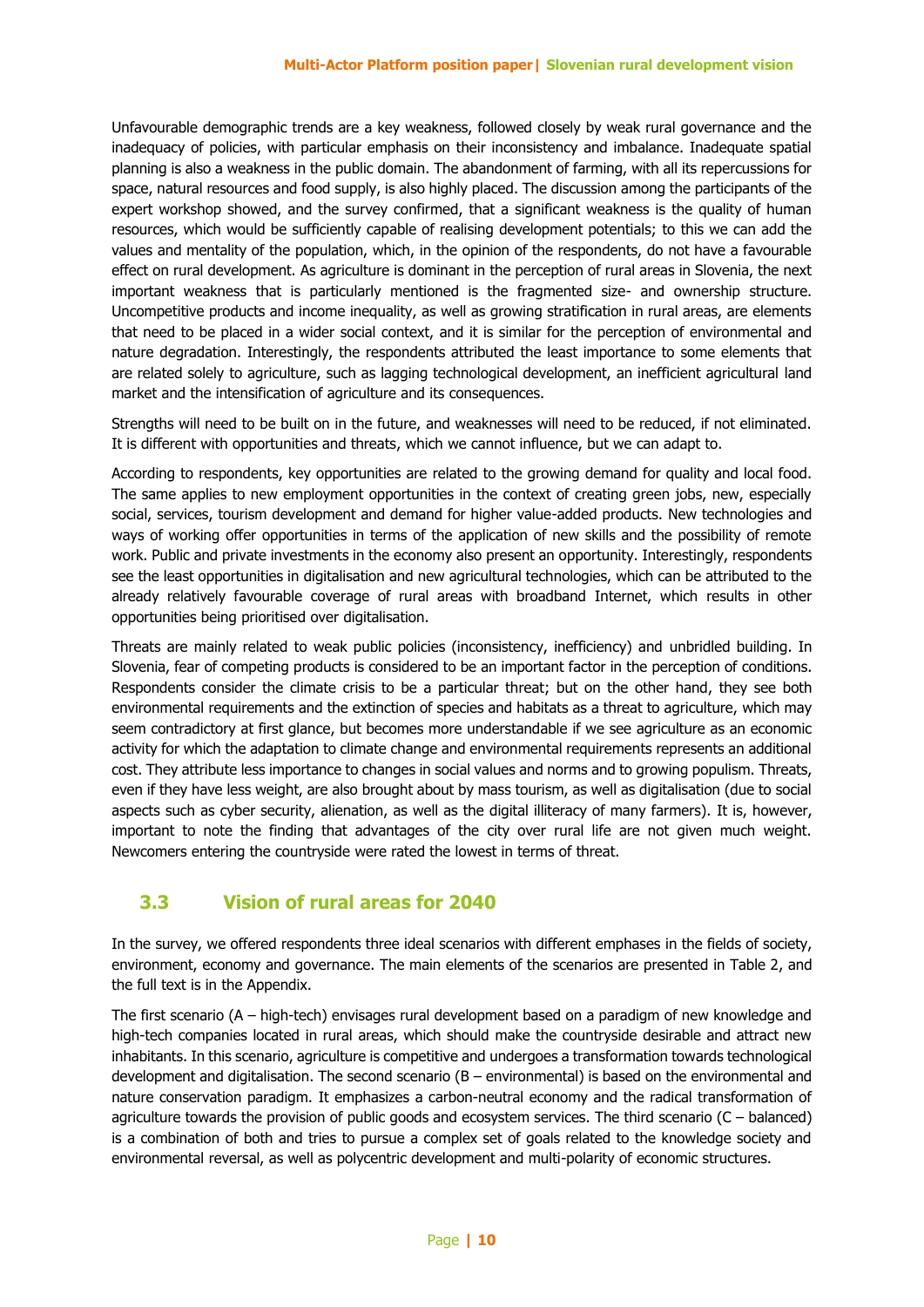Unfavourable demographic trends are a key weakness, followed closely by weak rural governance and the inadequacy of policies, with particular emphasis on their inconsistency and imbalance. Inadequate spatial planning is also a weakness in the public domain. The abandonment of farming, with all its repercussions for space, natural resources and food supply, is also highly placed. The discussion among the participants of the expert workshop showed, and the survey confirmed, that a significant weakness is the quality of human resources, which would be sufficiently capable of realising development potentials; to this we can add the values and mentality of the population, which, in the opinion of the respondents, do not have a favourable effect on rural development. As agriculture is dominant in the perception of rural areas in Slovenia, the next important weakness that is particularly mentioned is the fragmented size- and ownership structure. Uncompetitive products and income inequality, as well as growing stratification in rural areas, are elements that need to be placed in a wider social context, and it is similar for the perception of environmental and nature degradation. Interestingly, the respondents attributed the least importance to some elements that are related solely to agriculture, such as lagging technological development, an inefficient agricultural land market and the intensification of agriculture and its consequences.

Strengths will need to be built on in the future, and weaknesses will need to be reduced, if not eliminated. It is different with opportunities and threats, which we cannot influence, but we can adapt to.

According to respondents, key opportunities are related to the growing demand for quality and local food. The same applies to new employment opportunities in the context of creating green jobs, new, especially social, services, tourism development and demand for higher value-added products. New technologies and ways of working offer opportunities in terms of the application of new skills and the possibility of remote work. Public and private investments in the economy also present an opportunity. Interestingly, respondents see the least opportunities in digitalisation and new agricultural technologies, which can be attributed to the already relatively favourable coverage of rural areas with broadband Internet, which results in other opportunities being prioritised over digitalisation.

Threats are mainly related to weak public policies (inconsistency, inefficiency) and unbridled building. In Slovenia, fear of competing products is considered to be an important factor in the perception of conditions. Respondents consider the climate crisis to be a particular threat; but on the other hand, they see both environmental requirements and the extinction of species and habitats as a threat to agriculture, which may seem contradictory at first glance, but becomes more understandable if we see agriculture as an economic activity for which the adaptation to climate change and environmental requirements represents an additional cost. They attribute less importance to changes in social values and norms and to growing populism. Threats, even if they have less weight, are also brought about by mass tourism, as well as digitalisation (due to social aspects such as cyber security, alienation, as well as the digital illiteracy of many farmers). It is, however, important to note the finding that advantages of the city over rural life are not given much weight. Newcomers entering the countryside were rated the lowest in terms of threat.

## 3.3 Vision of rural areas for 2040

In the survey, we offered respondents three ideal scenarios with different emphases in the fields of society, environment, economy and governance. The main elements of the scenarios are presented in Table 2, and the full text is in the Appendix.

The first scenario (A – high-tech) envisages rural development based on a paradigm of new knowledge and high-tech companies located in rural areas, which should make the countryside desirable and attract new inhabitants. In this scenario, agriculture is competitive and undergoes a transformation towards technological development and digitalisation. The second scenario (B – environmental) is based on the environmental and nature conservation paradigm. It emphasizes a carbon-neutral economy and the radical transformation of agriculture towards the provision of public goods and ecosystem services. The third scenario (C – balanced) is a combination of both and tries to pursue a complex set of goals related to the knowledge society and environmental reversal, as well as polycentric development and multi-polarity of economic structures.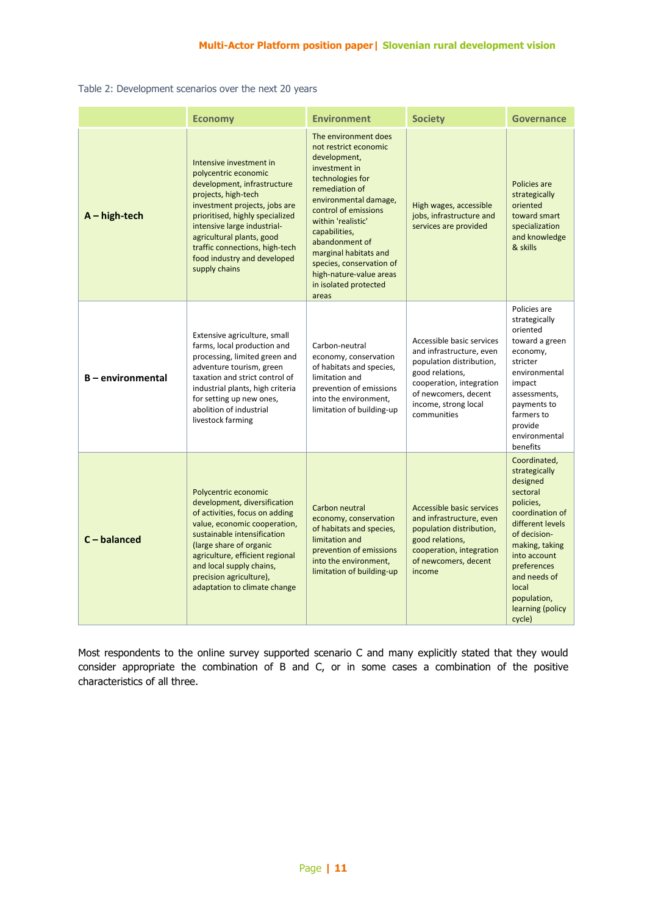Table 2: Development scenarios over the next 20 years

| | Economy | Environment | Society | Governance |
|---|---|---|---|---|
| **A – high-tech** | Intensive investment in polycentric economic development, infrastructure projects, high-tech investment projects, jobs are prioritised, highly specialized intensive large industrial-agricultural plants, good traffic connections, high-tech food industry and developed supply chains | The environment does not restrict economic development, investment in technologies for remediation of environmental damage, control of emissions within 'realistic' capabilities, abandonment of marginal habitats and species, conservation of high-nature-value areas in isolated protected areas | High wages, accessible jobs, infrastructure and services are provided | Policies are strategically oriented toward smart specialization and knowledge & skills |
| **B – environmental** | Extensive agriculture, small farms, local production and processing, limited green and adventure tourism, green taxation and strict control of industrial plants, high criteria for setting up new ones, abolition of industrial livestock farming | Carbon-neutral economy, conservation of habitats and species, limitation and prevention of emissions into the environment, limitation of building-up | Accessible basic services and infrastructure, even population distribution, good relations, cooperation, integration of newcomers, decent income, strong local communities | Policies are strategically oriented toward a green economy, stricter environmental impact assessments, payments to farmers to provide environmental benefits |
| **C – balanced** | Polycentric economic development, diversification of activities, focus on adding value, economic cooperation, sustainable intensification (large share of organic agriculture, efficient regional and local supply chains, precision agriculture), adaptation to climate change | Carbon neutral economy, conservation of habitats and species, limitation and prevention of emissions into the environment, limitation of building-up | Accessible basic services and infrastructure, even population distribution, good relations, cooperation, integration of newcomers, decent income | Coordinated, strategically designed sectoral policies, coordination of different levels of decision-making, taking into account preferences and needs of local population, learning (policy cycle) |

Most respondents to the online survey supported scenario C and many explicitly stated that they would consider appropriate the combination of B and C, or in some cases a combination of the positive characteristics of all three.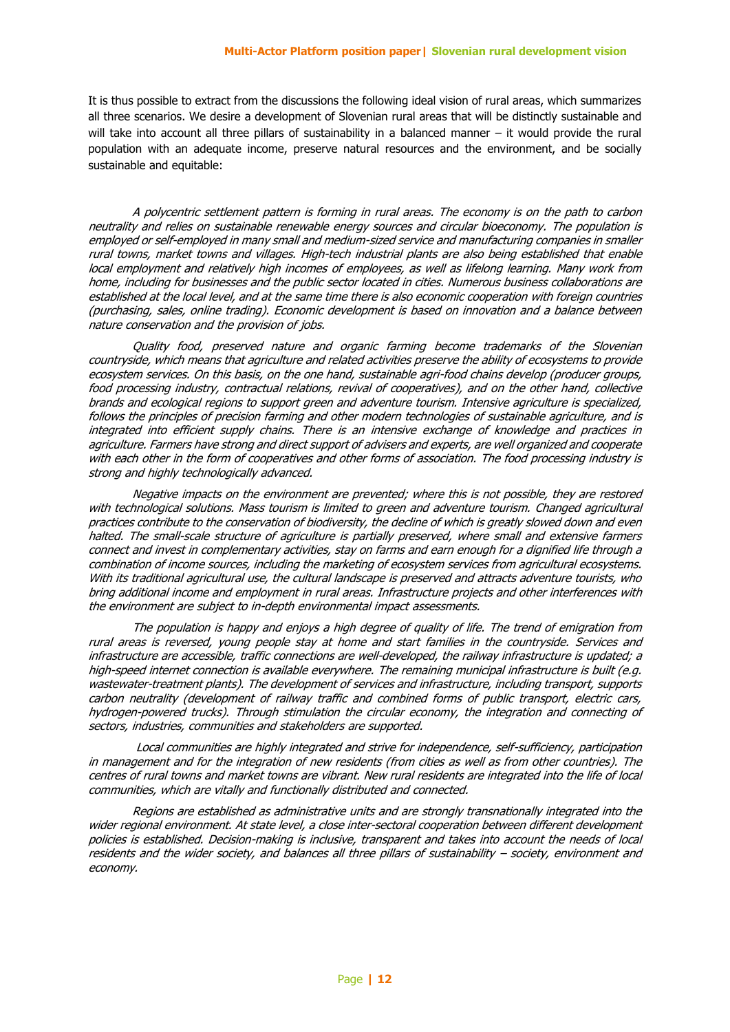It is thus possible to extract from the discussions the following ideal vision of rural areas, which summarizes all three scenarios. We desire a development of Slovenian rural areas that will be distinctly sustainable and will take into account all three pillars of sustainability in a balanced manner – it would provide the rural population with an adequate income, preserve natural resources and the environment, and be socially sustainable and equitable:

*A polycentric settlement pattern is forming in rural areas. The economy is on the path to carbon neutrality and relies on sustainable renewable energy sources and circular bioeconomy. The population is employed or self-employed in many small and medium-sized service and manufacturing companies in smaller rural towns, market towns and villages. High-tech industrial plants are also being established that enable local employment and relatively high incomes of employees, as well as lifelong learning. Many work from home, including for businesses and the public sector located in cities. Numerous business collaborations are established at the local level, and at the same time there is also economic cooperation with foreign countries (purchasing, sales, online trading). Economic development is based on innovation and a balance between nature conservation and the provision of jobs.*

*Quality food, preserved nature and organic farming become trademarks of the Slovenian countryside, which means that agriculture and related activities preserve the ability of ecosystems to provide ecosystem services. On this basis, on the one hand, sustainable agri-food chains develop (producer groups, food processing industry, contractual relations, revival of cooperatives), and on the other hand, collective brands and ecological regions to support green and adventure tourism. Intensive agriculture is specialized, follows the principles of precision farming and other modern technologies of sustainable agriculture, and is integrated into efficient supply chains. There is an intensive exchange of knowledge and practices in agriculture. Farmers have strong and direct support of advisers and experts, are well organized and cooperate with each other in the form of cooperatives and other forms of association. The food processing industry is strong and highly technologically advanced.*

*Negative impacts on the environment are prevented; where this is not possible, they are restored with technological solutions. Mass tourism is limited to green and adventure tourism. Changed agricultural practices contribute to the conservation of biodiversity, the decline of which is greatly slowed down and even halted. The small-scale structure of agriculture is partially preserved, where small and extensive farmers connect and invest in complementary activities, stay on farms and earn enough for a dignified life through a combination of income sources, including the marketing of ecosystem services from agricultural ecosystems. With its traditional agricultural use, the cultural landscape is preserved and attracts adventure tourists, who bring additional income and employment in rural areas. Infrastructure projects and other interferences with the environment are subject to in-depth environmental impact assessments.*

*The population is happy and enjoys a high degree of quality of life. The trend of emigration from rural areas is reversed, young people stay at home and start families in the countryside. Services and infrastructure are accessible, traffic connections are well-developed, the railway infrastructure is updated; a high-speed internet connection is available everywhere. The remaining municipal infrastructure is built (e.g. wastewater-treatment plants). The development of services and infrastructure, including transport, supports carbon neutrality (development of railway traffic and combined forms of public transport, electric cars, hydrogen-powered trucks). Through stimulation the circular economy, the integration and connecting of sectors, industries, communities and stakeholders are supported.*

*Local communities are highly integrated and strive for independence, self-sufficiency, participation in management and for the integration of new residents (from cities as well as from other countries). The centres of rural towns and market towns are vibrant. New rural residents are integrated into the life of local communities, which are vitally and functionally distributed and connected.*

*Regions are established as administrative units and are strongly transnationally integrated into the wider regional environment. At state level, a close inter-sectoral cooperation between different development policies is established. Decision-making is inclusive, transparent and takes into account the needs of local residents and the wider society, and balances all three pillars of sustainability – society, environment and economy.*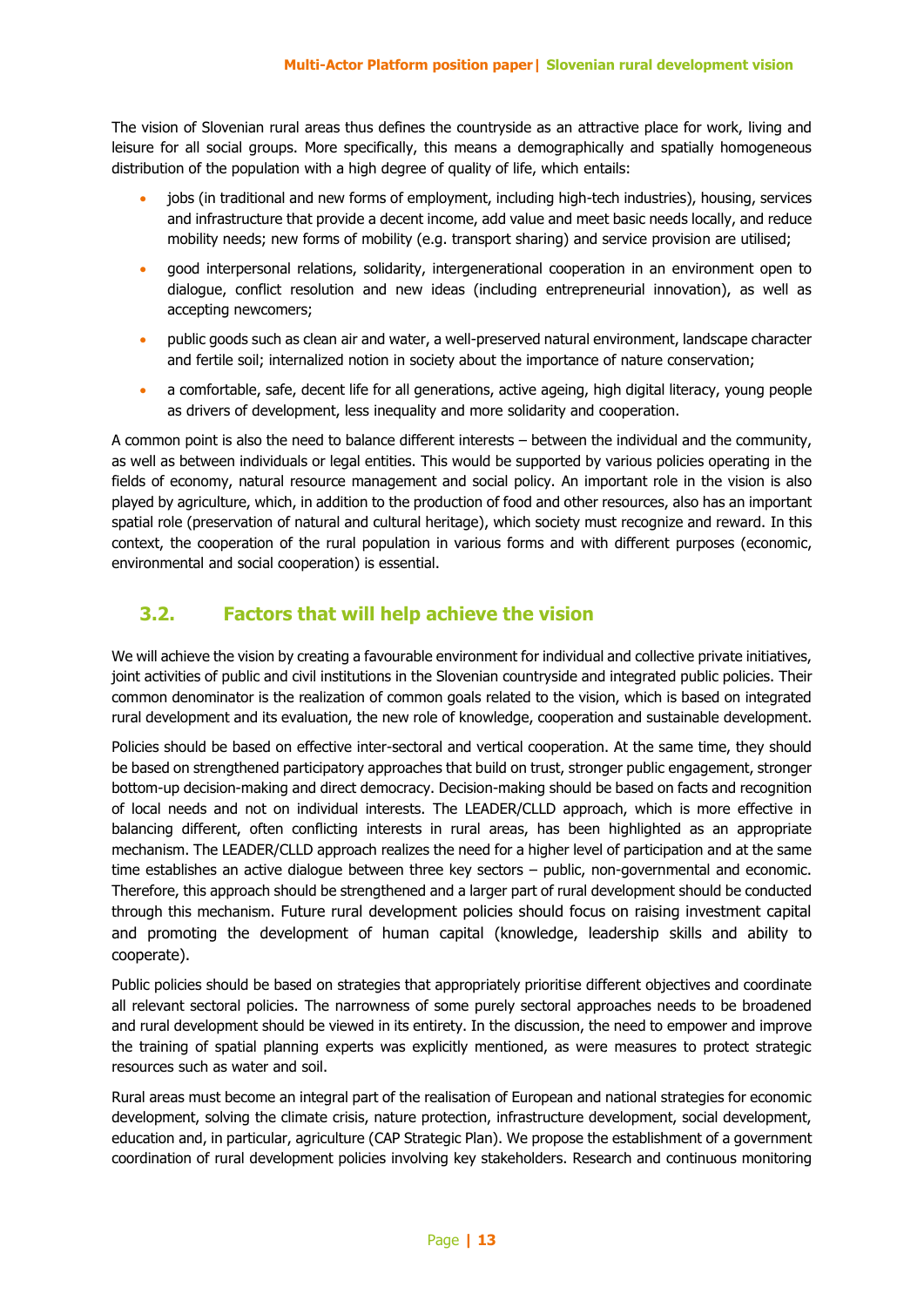The vision of Slovenian rural areas thus defines the countryside as an attractive place for work, living and leisure for all social groups. More specifically, this means a demographically and spatially homogeneous distribution of the population with a high degree of quality of life, which entails:

- jobs (in traditional and new forms of employment, including high-tech industries), housing, services and infrastructure that provide a decent income, add value and meet basic needs locally, and reduce mobility needs; new forms of mobility (e.g. transport sharing) and service provision are utilised;
- good interpersonal relations, solidarity, intergenerational cooperation in an environment open to dialogue, conflict resolution and new ideas (including entrepreneurial innovation), as well as accepting newcomers;
- public goods such as clean air and water, a well-preserved natural environment, landscape character and fertile soil; internalized notion in society about the importance of nature conservation;
- a comfortable, safe, decent life for all generations, active ageing, high digital literacy, young people as drivers of development, less inequality and more solidarity and cooperation.

A common point is also the need to balance different interests – between the individual and the community, as well as between individuals or legal entities. This would be supported by various policies operating in the fields of economy, natural resource management and social policy. An important role in the vision is also played by agriculture, which, in addition to the production of food and other resources, also has an important spatial role (preservation of natural and cultural heritage), which society must recognize and reward. In this context, the cooperation of the rural population in various forms and with different purposes (economic, environmental and social cooperation) is essential.

## 3.2. Factors that will help achieve the vision

We will achieve the vision by creating a favourable environment for individual and collective private initiatives, joint activities of public and civil institutions in the Slovenian countryside and integrated public policies. Their common denominator is the realization of common goals related to the vision, which is based on integrated rural development and its evaluation, the new role of knowledge, cooperation and sustainable development.

Policies should be based on effective inter-sectoral and vertical cooperation. At the same time, they should be based on strengthened participatory approaches that build on trust, stronger public engagement, stronger bottom-up decision-making and direct democracy. Decision-making should be based on facts and recognition of local needs and not on individual interests. The LEADER/CLLD approach, which is more effective in balancing different, often conflicting interests in rural areas, has been highlighted as an appropriate mechanism. The LEADER/CLLD approach realizes the need for a higher level of participation and at the same time establishes an active dialogue between three key sectors – public, non-governmental and economic. Therefore, this approach should be strengthened and a larger part of rural development should be conducted through this mechanism. Future rural development policies should focus on raising investment capital and promoting the development of human capital (knowledge, leadership skills and ability to cooperate).

Public policies should be based on strategies that appropriately prioritise different objectives and coordinate all relevant sectoral policies. The narrowness of some purely sectoral approaches needs to be broadened and rural development should be viewed in its entirety. In the discussion, the need to empower and improve the training of spatial planning experts was explicitly mentioned, as were measures to protect strategic resources such as water and soil.

Rural areas must become an integral part of the realisation of European and national strategies for economic development, solving the climate crisis, nature protection, infrastructure development, social development, education and, in particular, agriculture (CAP Strategic Plan). We propose the establishment of a government coordination of rural development policies involving key stakeholders. Research and continuous monitoring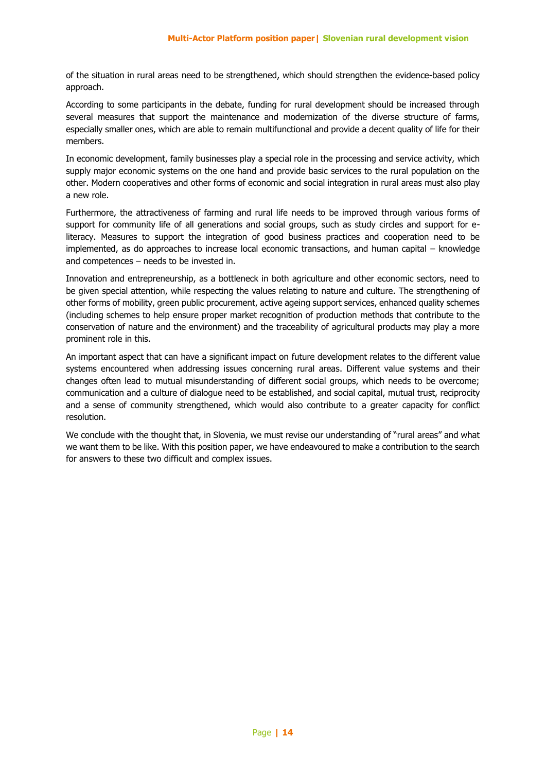of the situation in rural areas need to be strengthened, which should strengthen the evidence-based policy approach.

According to some participants in the debate, funding for rural development should be increased through several measures that support the maintenance and modernization of the diverse structure of farms, especially smaller ones, which are able to remain multifunctional and provide a decent quality of life for their members.

In economic development, family businesses play a special role in the processing and service activity, which supply major economic systems on the one hand and provide basic services to the rural population on the other. Modern cooperatives and other forms of economic and social integration in rural areas must also play a new role.

Furthermore, the attractiveness of farming and rural life needs to be improved through various forms of support for community life of all generations and social groups, such as study circles and support for e-literacy. Measures to support the integration of good business practices and cooperation need to be implemented, as do approaches to increase local economic transactions, and human capital – knowledge and competences – needs to be invested in.

Innovation and entrepreneurship, as a bottleneck in both agriculture and other economic sectors, need to be given special attention, while respecting the values relating to nature and culture. The strengthening of other forms of mobility, green public procurement, active ageing support services, enhanced quality schemes (including schemes to help ensure proper market recognition of production methods that contribute to the conservation of nature and the environment) and the traceability of agricultural products may play a more prominent role in this.

An important aspect that can have a significant impact on future development relates to the different value systems encountered when addressing issues concerning rural areas. Different value systems and their changes often lead to mutual misunderstanding of different social groups, which needs to be overcome; communication and a culture of dialogue need to be established, and social capital, mutual trust, reciprocity and a sense of community strengthened, which would also contribute to a greater capacity for conflict resolution.

We conclude with the thought that, in Slovenia, we must revise our understanding of "rural areas" and what we want them to be like. With this position paper, we have endeavoured to make a contribution to the search for answers to these two difficult and complex issues.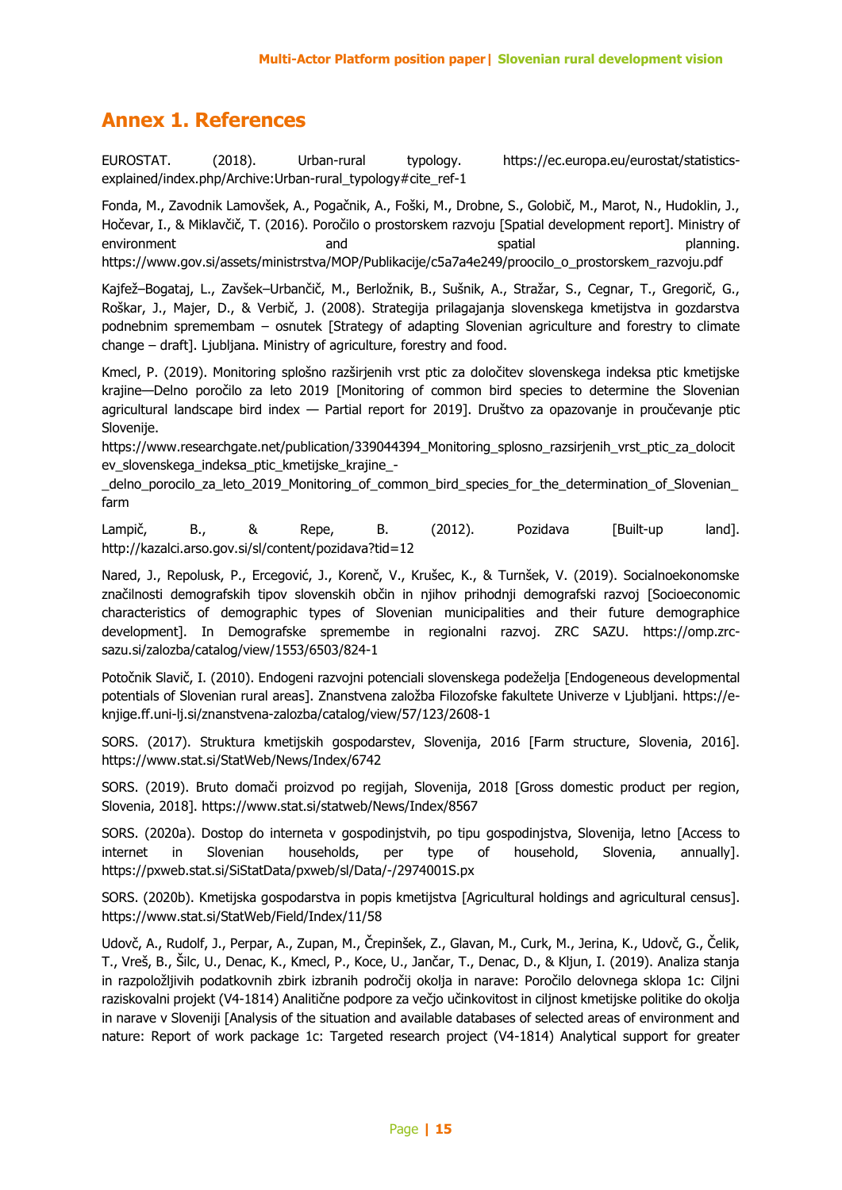## Annex 1. References

EUROSTAT. (2018). Urban-rural typology. https://ec.europa.eu/eurostat/statistics-explained/index.php/Archive:Urban-rural_typology#cite_ref-1

Fonda, M., Zavodnik Lamovšek, A., Pogačnik, A., Foški, M., Drobne, S., Golobič, M., Marot, N., Hudoklin, J., Hočevar, I., & Miklavčič, T. (2016). Poročilo o prostorskem razvoju [Spatial development report]. Ministry of environment and spatial planning. https://www.gov.si/assets/ministrstva/MOP/Publikacije/c5a7a4e249/proocilo_o_prostorskem_razvoju.pdf

Kajfež–Bogataj, L., Zavšek–Urbančič, M., Berložnik, B., Sušnik, A., Stražar, S., Cegnar, T., Gregorič, G., Roškar, J., Majer, D., & Verbič, J. (2008). Strategija prilagajanja slovenskega kmetijstva in gozdarstva podnebnim spremembam – osnutek [Strategy of adapting Slovenian agriculture and forestry to climate change – draft]. Ljubljana. Ministry of agriculture, forestry and food.

Kmecl, P. (2019). Monitoring splošno razširjenih vrst ptic za določitev slovenskega indeksa ptic kmetijske krajine—Delno poročilo za leto 2019 [Monitoring of common bird species to determine the Slovenian agricultural landscape bird index — Partial report for 2019]. Društvo za opazovanje in proučevanje ptic Slovenije. https://www.researchgate.net/publication/339044394_Monitoring_splosno_razsirjenih_vrst_ptic_za_dolocitev_slovenskega_indeksa_ptic_kmetijske_krajine_-_delno_porocilo_za_leto_2019_Monitoring_of_common_bird_species_for_the_determination_of_Slovenian_farm

Lampič, B., & Repe, B. (2012). Pozidava [Built-up land]. http://kazalci.arso.gov.si/sl/content/pozidava?tid=12

Nared, J., Repolusk, P., Ercegović, J., Korenč, V., Krušec, K., & Turnšek, V. (2019). Socialnoekonomske značilnosti demografskih tipov slovenskih občin in njihov prihodnji demografski razvoj [Socioeconomic characteristics of demographic types of Slovenian municipalities and their future demographice development]. In Demografske spremembe in regionalni razvoj. ZRC SAZU. https://omp.zrc-sazu.si/zalozba/catalog/view/1553/6503/824-1

Potočnik Slavič, I. (2010). Endogeni razvojni potenciali slovenskega podeželja [Endogeneous developmental potentials of Slovenian rural areas]. Znanstvena založba Filozofske fakultete Univerze v Ljubljani. https://e-knjige.ff.uni-lj.si/znanstvena-zalozba/catalog/view/57/123/2608-1

SORS. (2017). Struktura kmetijskih gospodarstev, Slovenija, 2016 [Farm structure, Slovenia, 2016]. https://www.stat.si/StatWeb/News/Index/6742

SORS. (2019). Bruto domači proizvod po regijah, Slovenija, 2018 [Gross domestic product per region, Slovenia, 2018]. https://www.stat.si/statweb/News/Index/8567

SORS. (2020a). Dostop do interneta v gospodinjstvih, po tipu gospodinjstva, Slovenija, letno [Access to internet in Slovenian households, per type of household, Slovenia, annually]. https://pxweb.stat.si/SiStatData/pxweb/sl/Data/-/2974001S.px

SORS. (2020b). Kmetijska gospodarstva in popis kmetijstva [Agricultural holdings and agricultural census]. https://www.stat.si/StatWeb/Field/Index/11/58

Udovč, A., Rudolf, J., Perpar, A., Zupan, M., Črepinšek, Z., Glavan, M., Curk, M., Jerina, K., Udovč, G., Čelik, T., Vreš, B., Šilc, U., Denac, K., Kmecl, P., Koce, U., Jančar, T., Denac, D., & Kljun, I. (2019). Analiza stanja in razpoložljivih podatkovnih zbirk izbranih področij okolja in narave: Poročilo delovnega sklopa 1c: Ciljni raziskovalni projekt (V4-1814) Analitične podpore za večjo učinkovitost in ciljnost kmetijske politike do okolja in narave v Sloveniji [Analysis of the situation and available databases of selected areas of environment and nature: Report of work package 1c: Targeted research project (V4-1814) Analytical support for greater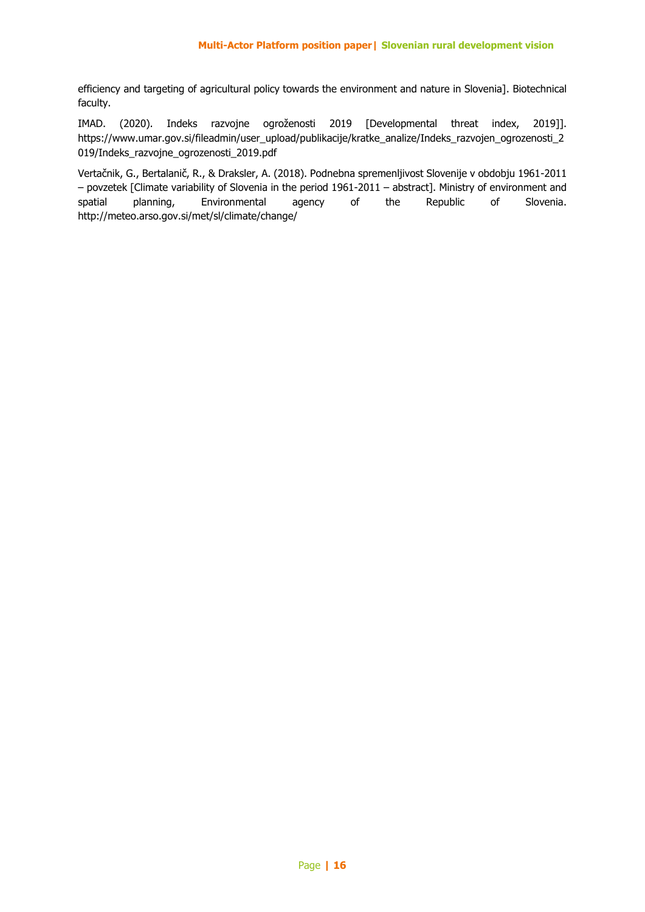efficiency and targeting of agricultural policy towards the environment and nature in Slovenia]. Biotechnical faculty.

IMAD. (2020). Indeks razvojne ogroženosti 2019 [Developmental threat index, 2019]]. https://www.umar.gov.si/fileadmin/user_upload/publikacije/kratke_analize/Indeks_razvojen_ogrozenosti_2019/Indeks_razvojne_ogrozenosti_2019.pdf

Vertačnik, G., Bertalanič, R., & Draksler, A. (2018). Podnebna spremenljivost Slovenije v obdobju 1961-2011 – povzetek [Climate variability of Slovenia in the period 1961-2011 – abstract]. Ministry of environment and spatial planning, Environmental agency of the Republic of Slovenia. http://meteo.arso.gov.si/met/sl/climate/change/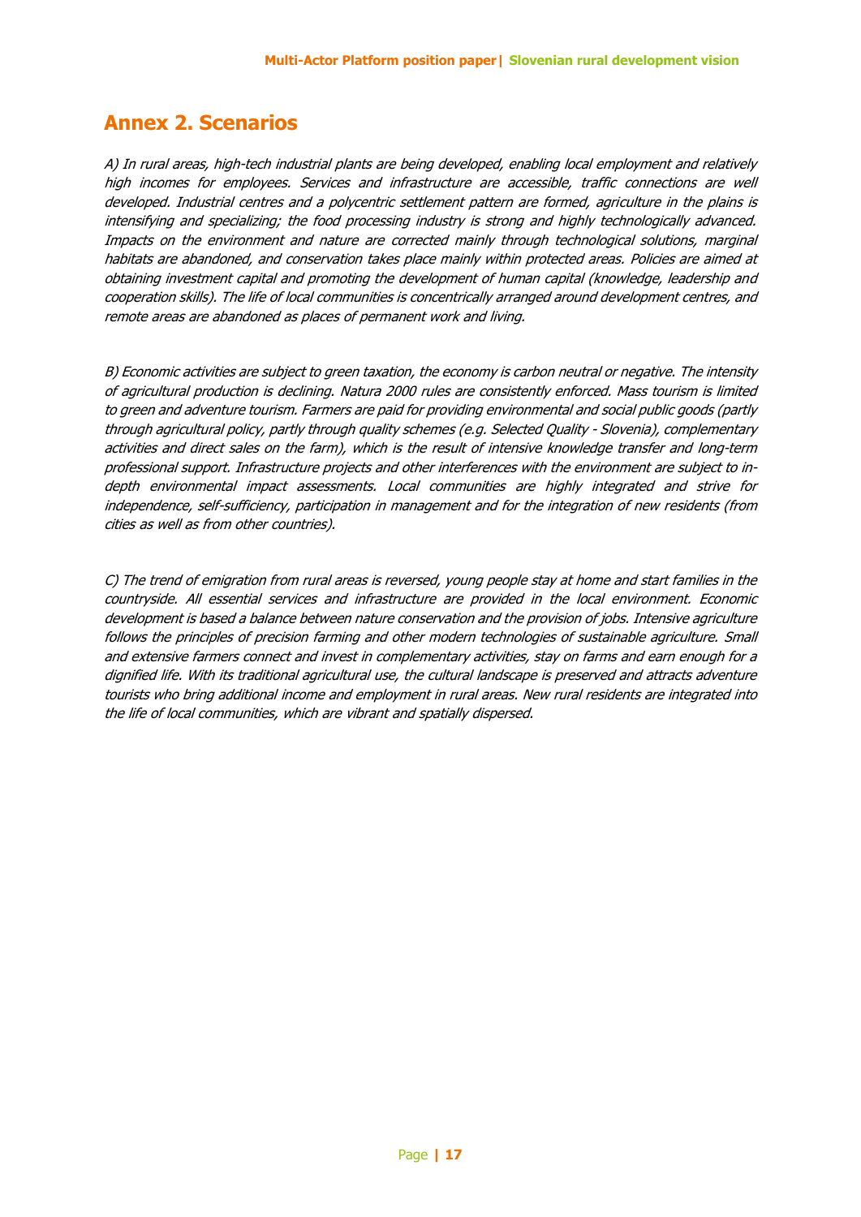# Annex 2. Scenarios

*A) In rural areas, high-tech industrial plants are being developed, enabling local employment and relatively high incomes for employees. Services and infrastructure are accessible, traffic connections are well developed. Industrial centres and a polycentric settlement pattern are formed, agriculture in the plains is intensifying and specializing; the food processing industry is strong and highly technologically advanced. Impacts on the environment and nature are corrected mainly through technological solutions, marginal habitats are abandoned, and conservation takes place mainly within protected areas. Policies are aimed at obtaining investment capital and promoting the development of human capital (knowledge, leadership and cooperation skills). The life of local communities is concentrically arranged around development centres, and remote areas are abandoned as places of permanent work and living.*

*B) Economic activities are subject to green taxation, the economy is carbon neutral or negative. The intensity of agricultural production is declining. Natura 2000 rules are consistently enforced. Mass tourism is limited to green and adventure tourism. Farmers are paid for providing environmental and social public goods (partly through agricultural policy, partly through quality schemes (e.g. Selected Quality - Slovenia), complementary activities and direct sales on the farm), which is the result of intensive knowledge transfer and long-term professional support. Infrastructure projects and other interferences with the environment are subject to in-depth environmental impact assessments. Local communities are highly integrated and strive for independence, self-sufficiency, participation in management and for the integration of new residents (from cities as well as from other countries).*

*C) The trend of emigration from rural areas is reversed, young people stay at home and start families in the countryside. All essential services and infrastructure are provided in the local environment. Economic development is based a balance between nature conservation and the provision of jobs. Intensive agriculture follows the principles of precision farming and other modern technologies of sustainable agriculture. Small and extensive farmers connect and invest in complementary activities, stay on farms and earn enough for a dignified life. With its traditional agricultural use, the cultural landscape is preserved and attracts adventure tourists who bring additional income and employment in rural areas. New rural residents are integrated into the life of local communities, which are vibrant and spatially dispersed.*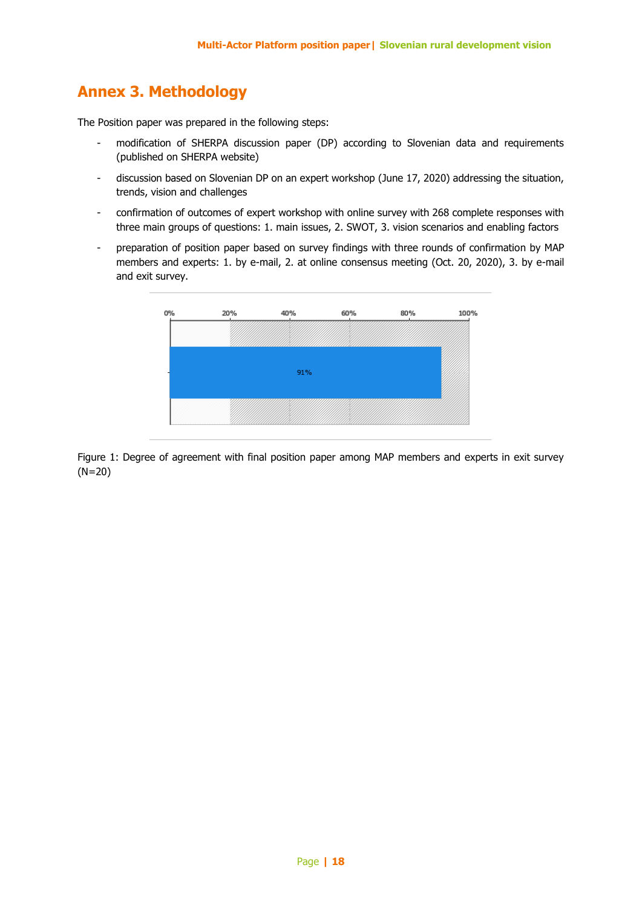# Annex 3. Methodology

The Position paper was prepared in the following steps:

- modification of SHERPA discussion paper (DP) according to Slovenian data and requirements (published on SHERPA website)
- discussion based on Slovenian DP on an expert workshop (June 17, 2020) addressing the situation, trends, vision and challenges
- confirmation of outcomes of expert workshop with online survey with 268 complete responses with three main groups of questions: 1. main issues, 2. SWOT, 3. vision scenarios and enabling factors
- preparation of position paper based on survey findings with three rounds of confirmation by MAP members and experts: 1. by e-mail, 2. at online consensus meeting (Oct. 20, 2020), 3. by e-mail and exit survey.

0% 20% 40% 60% 80% 100%

91%

Figure 1: Degree of agreement with final position paper among MAP members and experts in exit survey (N=20)